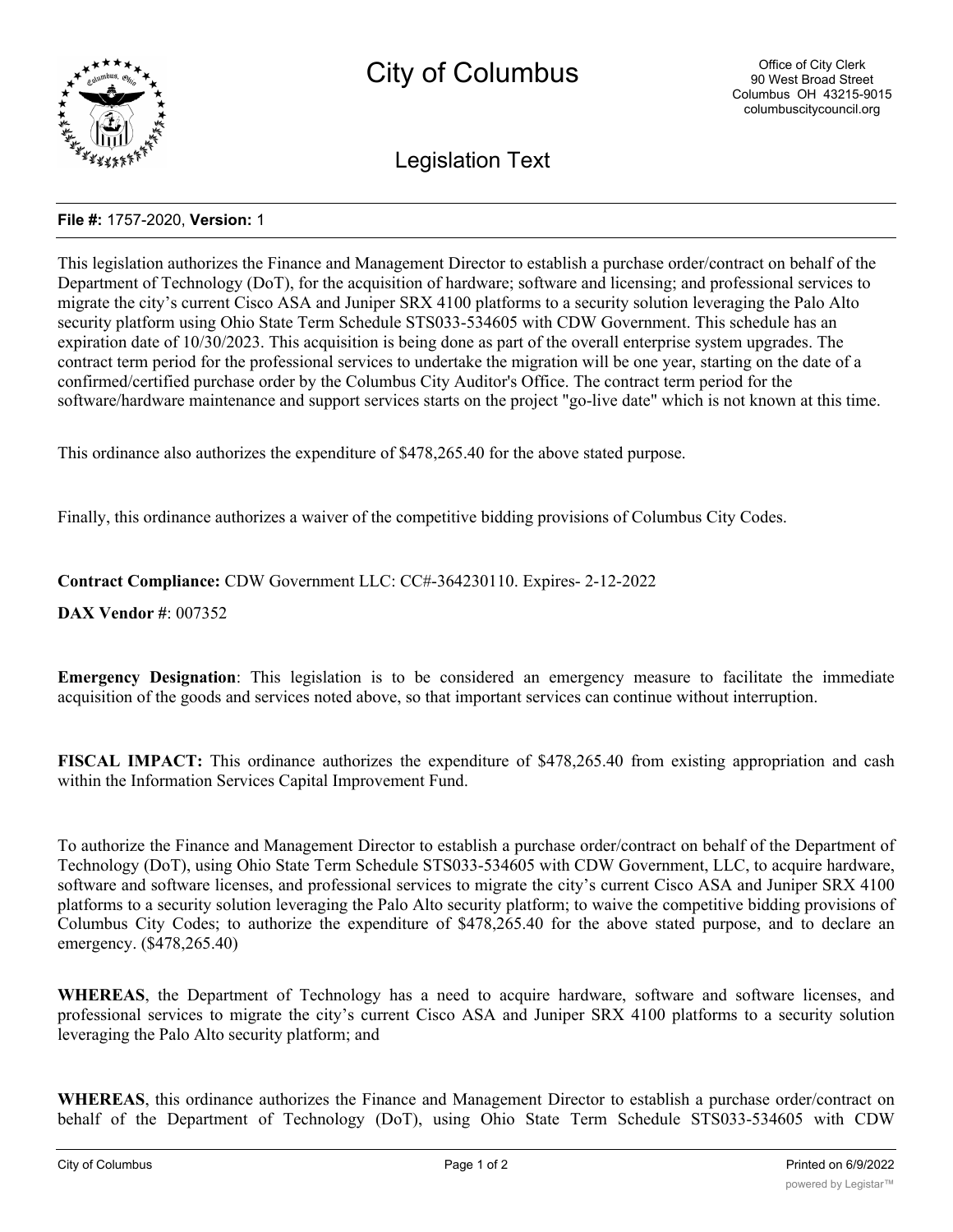# City of Columbus

Office of City Clerk
90 West Broad Street
Columbus OH 43215-9015
columbuscitycouncil.org

## Legislation Text

**File #:** 1757-2020, **Version:** 1

This legislation authorizes the Finance and Management Director to establish a purchase order/contract on behalf of the Department of Technology (DoT), for the acquisition of hardware; software and licensing; and professional services to migrate the city's current Cisco ASA and Juniper SRX 4100 platforms to a security solution leveraging the Palo Alto security platform using Ohio State Term Schedule STS033-534605 with CDW Government. This schedule has an expiration date of 10/30/2023. This acquisition is being done as part of the overall enterprise system upgrades. The contract term period for the professional services to undertake the migration will be one year, starting on the date of a confirmed/certified purchase order by the Columbus City Auditor's Office. The contract term period for the software/hardware maintenance and support services starts on the project "go-live date" which is not known at this time.

This ordinance also authorizes the expenditure of $478,265.40 for the above stated purpose.

Finally, this ordinance authorizes a waiver of the competitive bidding provisions of Columbus City Codes.

**Contract Compliance:** CDW Government LLC: CC#-364230110. Expires- 2-12-2022

**DAX Vendor #**: 007352

**Emergency Designation**: This legislation is to be considered an emergency measure to facilitate the immediate acquisition of the goods and services noted above, so that important services can continue without interruption.

**FISCAL IMPACT:** This ordinance authorizes the expenditure of $478,265.40 from existing appropriation and cash within the Information Services Capital Improvement Fund.

To authorize the Finance and Management Director to establish a purchase order/contract on behalf of the Department of Technology (DoT), using Ohio State Term Schedule STS033-534605 with CDW Government, LLC, to acquire hardware, software and software licenses, and professional services to migrate the city's current Cisco ASA and Juniper SRX 4100 platforms to a security solution leveraging the Palo Alto security platform; to waive the competitive bidding provisions of Columbus City Codes; to authorize the expenditure of $478,265.40 for the above stated purpose, and to declare an emergency. ($478,265.40)

**WHEREAS**, the Department of Technology has a need to acquire hardware, software and software licenses, and professional services to migrate the city's current Cisco ASA and Juniper SRX 4100 platforms to a security solution leveraging the Palo Alto security platform; and

**WHEREAS**, this ordinance authorizes the Finance and Management Director to establish a purchase order/contract on behalf of the Department of Technology (DoT), using Ohio State Term Schedule STS033-534605 with CDW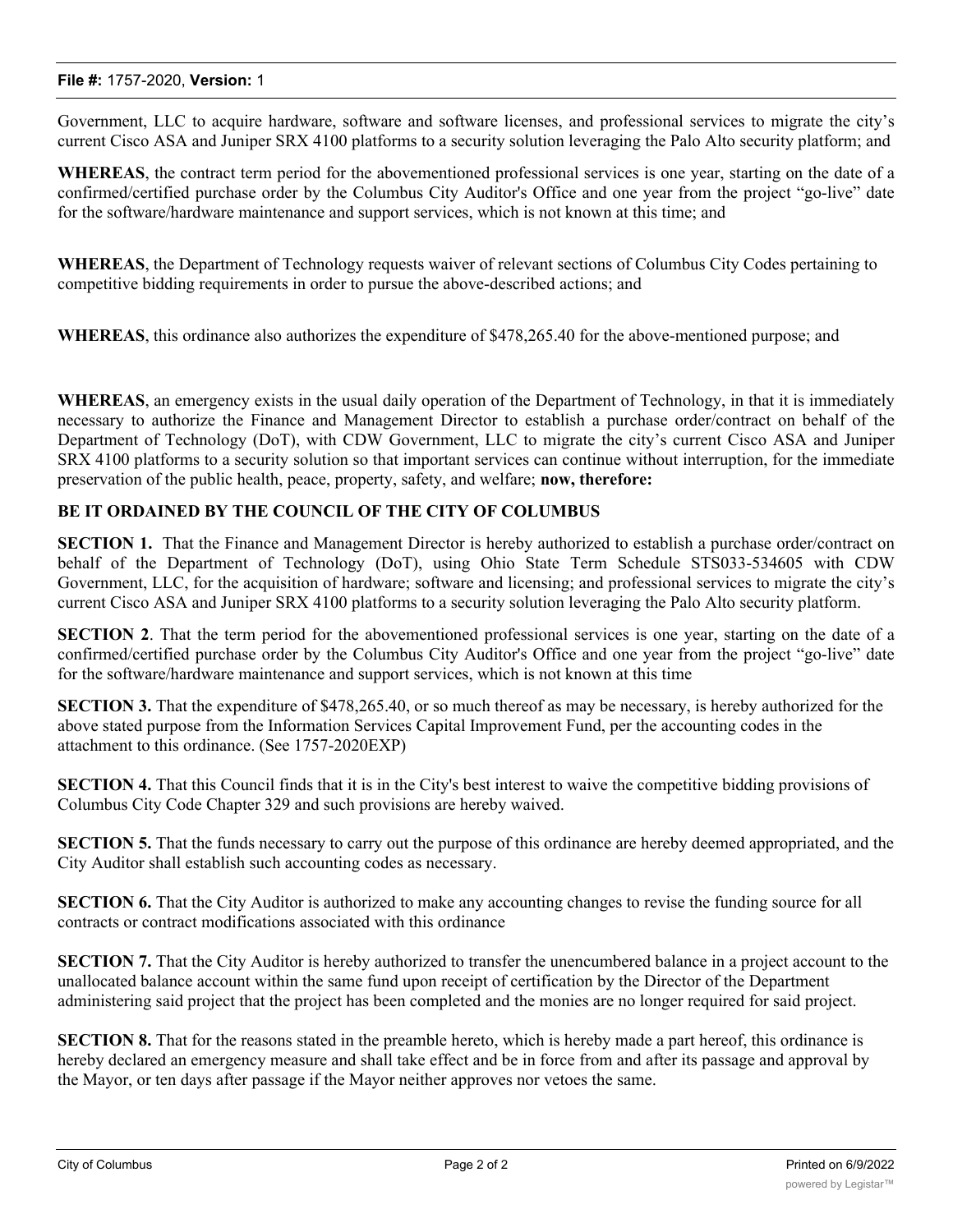Government, LLC to acquire hardware, software and software licenses, and professional services to migrate the city's current Cisco ASA and Juniper SRX 4100 platforms to a security solution leveraging the Palo Alto security platform; and

**WHEREAS**, the contract term period for the abovementioned professional services is one year, starting on the date of a confirmed/certified purchase order by the Columbus City Auditor's Office and one year from the project "go-live" date for the software/hardware maintenance and support services, which is not known at this time; and

**WHEREAS**, the Department of Technology requests waiver of relevant sections of Columbus City Codes pertaining to competitive bidding requirements in order to pursue the above-described actions; and

**WHEREAS**, this ordinance also authorizes the expenditure of $478,265.40 for the above-mentioned purpose; and

**WHEREAS**, an emergency exists in the usual daily operation of the Department of Technology, in that it is immediately necessary to authorize the Finance and Management Director to establish a purchase order/contract on behalf of the Department of Technology (DoT), with CDW Government, LLC to migrate the city's current Cisco ASA and Juniper SRX 4100 platforms to a security solution so that important services can continue without interruption, for the immediate preservation of the public health, peace, property, safety, and welfare; **now, therefore:**

**BE IT ORDAINED BY THE COUNCIL OF THE CITY OF COLUMBUS**

**SECTION 1.** That the Finance and Management Director is hereby authorized to establish a purchase order/contract on behalf of the Department of Technology (DoT), using Ohio State Term Schedule STS033-534605 with CDW Government, LLC, for the acquisition of hardware; software and licensing; and professional services to migrate the city's current Cisco ASA and Juniper SRX 4100 platforms to a security solution leveraging the Palo Alto security platform.

**SECTION 2**. That the term period for the abovementioned professional services is one year, starting on the date of a confirmed/certified purchase order by the Columbus City Auditor's Office and one year from the project "go-live" date for the software/hardware maintenance and support services, which is not known at this time

**SECTION 3.** That the expenditure of $478,265.40, or so much thereof as may be necessary, is hereby authorized for the above stated purpose from the Information Services Capital Improvement Fund, per the accounting codes in the attachment to this ordinance. (See 1757-2020EXP)

**SECTION 4.** That this Council finds that it is in the City's best interest to waive the competitive bidding provisions of Columbus City Code Chapter 329 and such provisions are hereby waived.

**SECTION 5.** That the funds necessary to carry out the purpose of this ordinance are hereby deemed appropriated, and the City Auditor shall establish such accounting codes as necessary.

**SECTION 6.** That the City Auditor is authorized to make any accounting changes to revise the funding source for all contracts or contract modifications associated with this ordinance

**SECTION 7.** That the City Auditor is hereby authorized to transfer the unencumbered balance in a project account to the unallocated balance account within the same fund upon receipt of certification by the Director of the Department administering said project that the project has been completed and the monies are no longer required for said project.

**SECTION 8.** That for the reasons stated in the preamble hereto, which is hereby made a part hereof, this ordinance is hereby declared an emergency measure and shall take effect and be in force from and after its passage and approval by the Mayor, or ten days after passage if the Mayor neither approves nor vetoes the same.